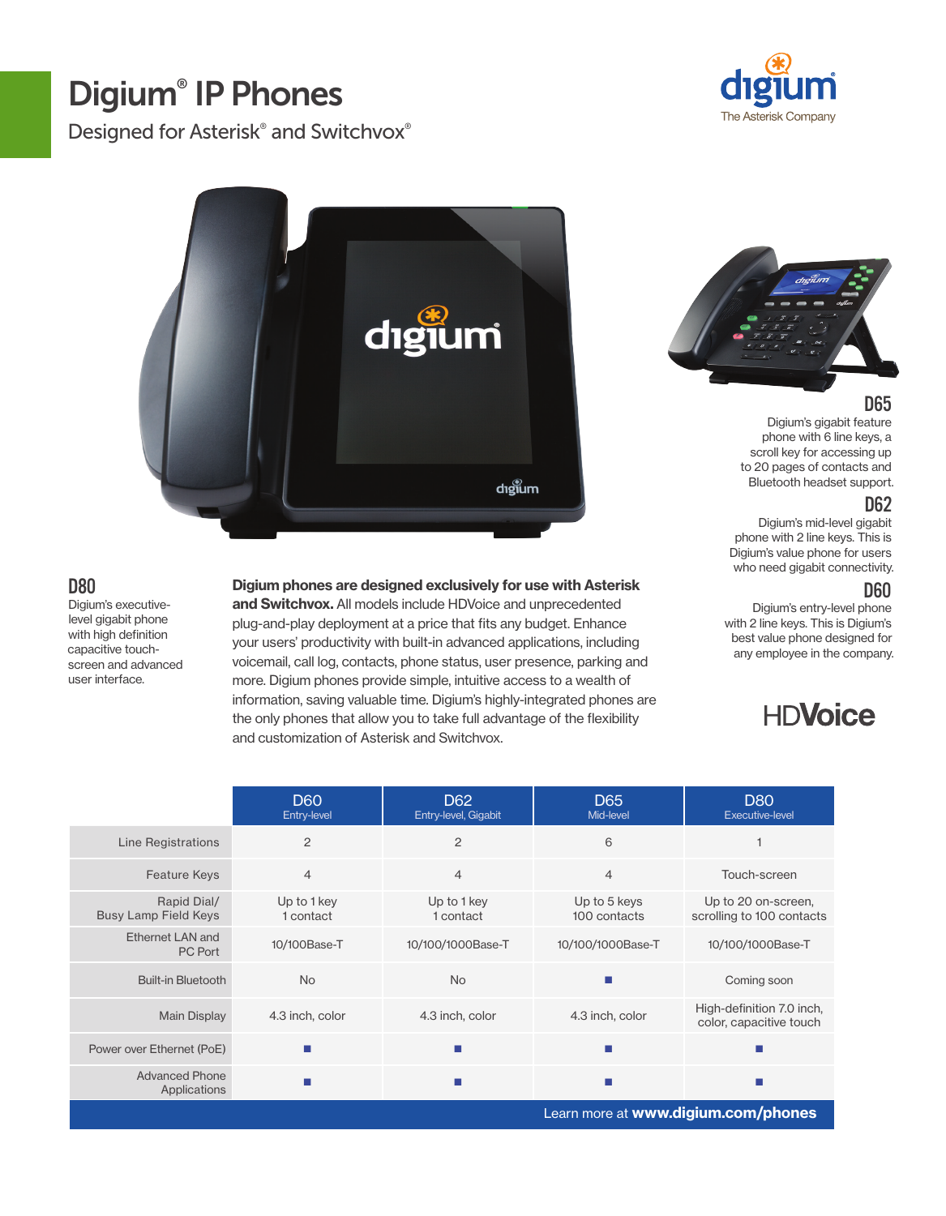# Digium® IP Phones

Designed for Asterisk® and Switchvox®

digium
The Asterisk Company

### D65

Digium's gigabit feature phone with 6 line keys, a scroll key for accessing up to 20 pages of contacts and Bluetooth headset support.

### D62

Digium's mid-level gigabit phone with 2 line keys. This is Digium's value phone for users who need gigabit connectivity.

### D60

Digium's entry-level phone with 2 line keys. This is Digium's best value phone designed for any employee in the company.

### D80

Digium's executive-level gigabit phone with high definition capacitive touch-screen and advanced user interface.

**Digium phones are designed exclusively for use with Asterisk and Switchvox.** All models include HDVoice and unprecedented plug-and-play deployment at a price that fits any budget. Enhance your users' productivity with built-in advanced applications, including voicemail, call log, contacts, phone status, user presence, parking and more. Digium phones provide simple, intuitive access to a wealth of information, saving valuable time. Digium's highly-integrated phones are the only phones that allow you to take full advantage of the flexibility and customization of Asterisk and Switchvox.

HDVoice

| | D60 Entry-level | D62 Entry-level, Gigabit | D65 Mid-level | D80 Executive-level |
|---|---|---|---|---|
| Line Registrations | 2 | 2 | 6 | 1 |
| Feature Keys | 4 | 4 | 4 | Touch-screen |
| Rapid Dial/ Busy Lamp Field Keys | Up to 1 key 1 contact | Up to 1 key 1 contact | Up to 5 keys 100 contacts | Up to 20 on-screen, scrolling to 100 contacts |
| Ethernet LAN and PC Port | 10/100Base-T | 10/100/1000Base-T | 10/100/1000Base-T | 10/100/1000Base-T |
| Built-in Bluetooth | No | No | ■ | Coming soon |
| Main Display | 4.3 inch, color | 4.3 inch, color | 4.3 inch, color | High-definition 7.0 inch, color, capacitive touch |
| Power over Ethernet (PoE) | ■ | ■ | ■ | ■ |
| Advanced Phone Applications | ■ | ■ | ■ | ■ |

Learn more at **www.digium.com/phones**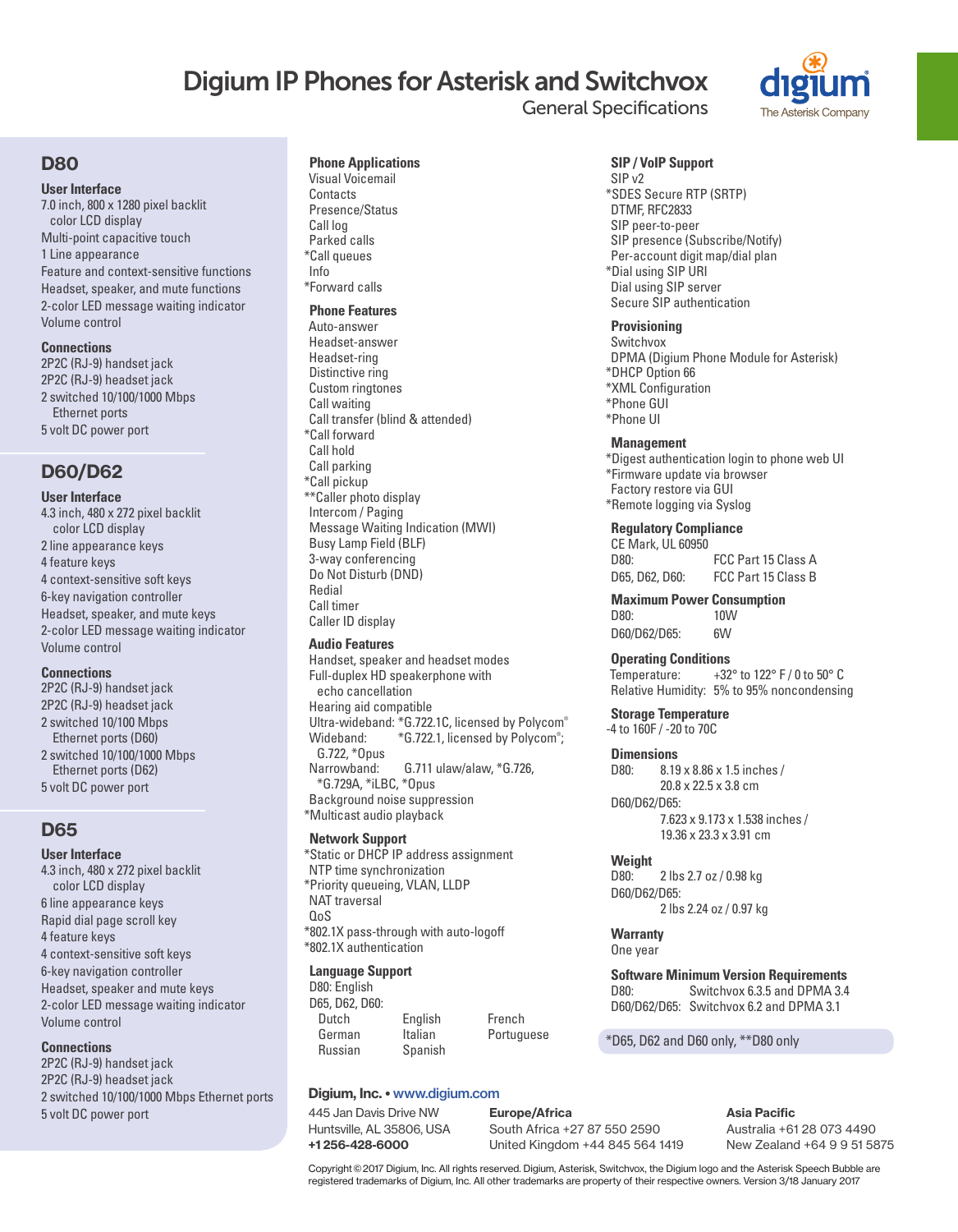# Digium IP Phones for Asterisk and Switchvox

General Specifications

digium The Asterisk Company

## D80

### User Interface

7.0 inch, 800 x 1280 pixel backlit color LCD display
Multi-point capacitive touch
1 Line appearance
Feature and context-sensitive functions
Headset, speaker, and mute functions
2-color LED message waiting indicator
Volume control

### Connections

2P2C (RJ-9) handset jack
2P2C (RJ-9) headset jack
2 switched 10/100/1000 Mbps Ethernet ports
5 volt DC power port

## D60/D62

### User Interface

4.3 inch, 480 x 272 pixel backlit color LCD display
2 line appearance keys
4 feature keys
4 context-sensitive soft keys
6-key navigation controller
Headset, speaker, and mute keys
2-color LED message waiting indicator
Volume control

### Connections

2P2C (RJ-9) handset jack
2P2C (RJ-9) headset jack
2 switched 10/100 Mbps Ethernet ports (D60)
2 switched 10/100/1000 Mbps Ethernet ports (D62)
5 volt DC power port

## D65

### User Interface

4.3 inch, 480 x 272 pixel backlit color LCD display
6 line appearance keys
Rapid dial page scroll key
4 feature keys
4 context-sensitive soft keys
6-key navigation controller
Headset, speaker and mute keys
2-color LED message waiting indicator
Volume control

### Connections

2P2C (RJ-9) handset jack
2P2C (RJ-9) headset jack
2 switched 10/100/1000 Mbps Ethernet ports
5 volt DC power port

### Phone Applications

Visual Voicemail
Contacts
Presence/Status
Call log
Parked calls
*Call queues
Info
*Forward calls

### Phone Features

Auto-answer
Headset-answer
Headset-ring
Distinctive ring
Custom ringtones
Call waiting
Call transfer (blind & attended)
*Call forward
Call hold
Call parking
*Call pickup
**Caller photo display
Intercom / Paging
Message Waiting Indication (MWI)
Busy Lamp Field (BLF)
3-way conferencing
Do Not Disturb (DND)
Redial
Call timer
Caller ID display

### Audio Features

Handset, speaker and headset modes
Full-duplex HD speakerphone with echo cancellation
Hearing aid compatible
Ultra-wideband: *G.722.1C, licensed by Polycom®
Wideband: *G.722.1, licensed by Polycom®; G.722, *Opus
Narrowband: G.711 ulaw/alaw, *G.726, *G.729A, *iLBC, *Opus
Background noise suppression
*Multicast audio playback

### Network Support

*Static or DHCP IP address assignment
NTP time synchronization
*Priority queueing, VLAN, LLDP
NAT traversal
QoS
*802.1X pass-through with auto-logoff
*802.1X authentication

### Language Support

D80: English
D65, D62, D60:

| | | |
|---|---|---|
| Dutch | English | French |
| German | Italian | Portuguese |
| Russian | Spanish | |

### SIP / VoIP Support

SIP v2
*SDES Secure RTP (SRTP)
DTMF, RFC2833
SIP peer-to-peer
SIP presence (Subscribe/Notify)
Per-account digit map/dial plan
*Dial using SIP URI
Dial using SIP server
Secure SIP authentication

### Provisioning

Switchvox
DPMA (Digium Phone Module for Asterisk)
*DHCP Option 66
*XML Configuration
*Phone GUI
*Phone UI

### Management

*Digest authentication login to phone web UI
*Firmware update via browser
Factory restore via GUI
*Remote logging via Syslog

### Regulatory Compliance

CE Mark, UL 60950
D80: FCC Part 15 Class A
D65, D62, D60: FCC Part 15 Class B

### Maximum Power Consumption

D80: 10W
D60/D62/D65: 6W

### Operating Conditions

Temperature: +32° to 122° F / 0 to 50° C
Relative Humidity: 5% to 95% noncondensing

### Storage Temperature

-4 to 160F / -20 to 70C

### Dimensions

D80: 8.19 x 8.86 x 1.5 inches / 20.8 x 22.5 x 3.8 cm
D60/D62/D65: 7.623 x 9.173 x 1.538 inches / 19.36 x 23.3 x 3.91 cm

### Weight

D80: 2 lbs 2.7 oz / 0.98 kg
D60/D62/D65: 2 lbs 2.24 oz / 0.97 kg

### Warranty

One year

### Software Minimum Version Requirements

D80: Switchvox 6.3.5 and DPMA 3.4
D60/D62/D65: Switchvox 6.2 and DPMA 3.1

*D65, D62 and D60 only, **D80 only

**Digium, Inc.** • www.digium.com
445 Jan Davis Drive NW
Huntsville, AL 35806, USA
**+1 256-428-6000**

**Europe/Africa**
South Africa +27 87 550 2590
United Kingdom +44 845 564 1419

**Asia Pacific**
Australia +61 28 073 4490
New Zealand +64 9 9 51 5875

Copyright © 2017 Digium, Inc. All rights reserved. Digium, Asterisk, Switchvox, the Digium logo and the Asterisk Speech Bubble are registered trademarks of Digium, Inc. All other trademarks are property of their respective owners. Version 3/18 January 2017